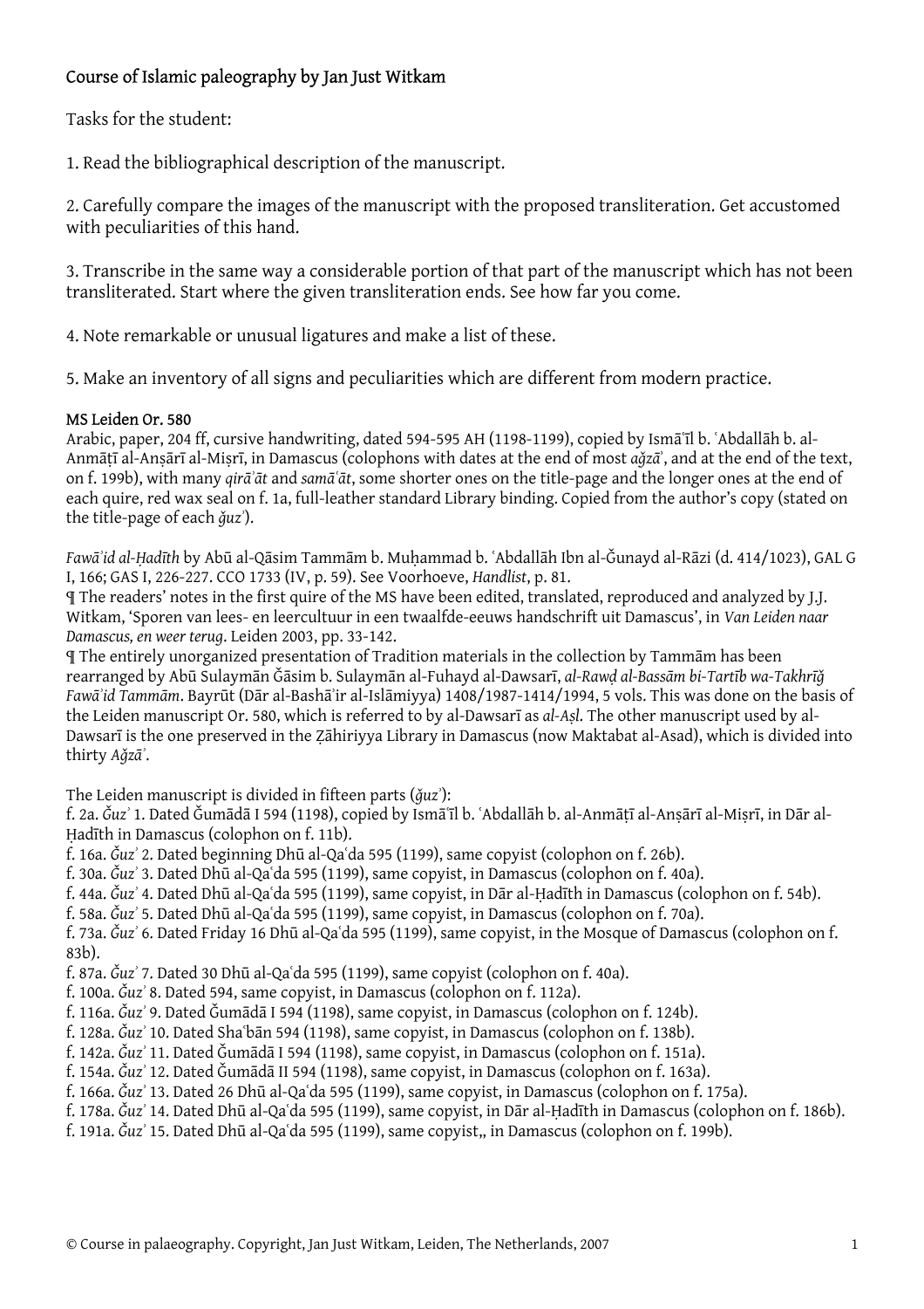# Course of Islamic paleography by Jan Just Witkam

Tasks for the student:

1. Read the bibliographical description of the manuscript.

2. Carefully compare the images of the manuscript with the proposed transliteration. Get accustomed with peculiarities of this hand.

3. Transcribe in the same way a considerable portion of that part of the manuscript which has not been transliterated. Start where the given transliteration ends. See how far you come.

4. Note remarkable or unusual ligatures and make a list of these.

5. Make an inventory of all signs and peculiarities which are different from modern practice.

## MS Leiden Or. 580

Arabic, paper, 204 ff, cursive handwriting, dated 594-595 AH (1198-1199), copied by Ismāʿīl b. ʿAbdallāh b. al-Anmāṭī al-Anṣārī al-Miṣrī, in Damascus (colophons with dates at the end of most *aǧzāʾ*, and at the end of the text, on f. 199b), with many *qirāʾāt* and *samāʿāt*, some shorter ones on the title-page and the longer ones at the end of each quire, red wax seal on f. 1a, full-leather standard Library binding. Copied from the author's copy (stated on the title-page of each *ǧuzʾ*).

*Fawāʾid al-Ḥadīth* by Abū al-Qāsim Tammām b. Muḥammad b. ʿAbdallāh Ibn al-Ǧunayd al-Rāzi (d. 414/1023), GAL G I, 166; GAS I, 226-227. CCO 1733 (IV, p. 59). See Voorhoeve, *Handlist*, p. 81.

¶ The readers' notes in the first quire of the MS have been edited, translated, reproduced and analyzed by J.J. Witkam, 'Sporen van lees- en leercultuur in een twaalfde-eeuws handschrift uit Damascus', in *Van Leiden naar Damascus, en weer terug*. Leiden 2003, pp. 33-142.

¶ The entirely unorganized presentation of Tradition materials in the collection by Tammām has been rearranged by Abū Sulaymān Ǧāsim b. Sulaymān al-Fuhayd al-Dawsarī, *al-Rawḍ al-Bassām bi-Tartīb wa-Takhrīǧ Fawāʾid Tammām*. Bayrūt (Dār al-Bashāʾir al-Islāmiyya) 1408/1987-1414/1994, 5 vols. This was done on the basis of the Leiden manuscript Or. 580, which is referred to by al-Dawsarī as *al-Aṣl*. The other manuscript used by al-Dawsarī is the one preserved in the Ẓāhiriyya Library in Damascus (now Maktabat al-Asad), which is divided into thirty *Aǧzāʾ*.

The Leiden manuscript is divided in fifteen parts (*ǧuzʾ*):

f. 2a. *Ǧuzʾ* 1. Dated Ǧumādā I 594 (1198), copied by Ismāʿīl b. ʿAbdallāh b. al-Anmāṭī al-Anṣārī al-Miṣrī, in Dār al-Ḥadīth in Damascus (colophon on f. 11b).
f. 16a. *Ǧuzʾ* 2. Dated beginning Dhū al-Qaʿda 595 (1199), same copyist (colophon on f. 26b).
f. 30a. *Ǧuzʾ* 3. Dated Dhū al-Qaʿda 595 (1199), same copyist, in Damascus (colophon on f. 40a).
f. 44a. *Ǧuzʾ* 4. Dated Dhū al-Qaʿda 595 (1199), same copyist, in Dār al-Ḥadīth in Damascus (colophon on f. 54b).
f. 58a. *Ǧuzʾ* 5. Dated Dhū al-Qaʿda 595 (1199), same copyist, in Damascus (colophon on f. 70a).
f. 73a. *Ǧuzʾ* 6. Dated Friday 16 Dhū al-Qaʿda 595 (1199), same copyist, in the Mosque of Damascus (colophon on f. 83b).
f. 87a. *Ǧuzʾ* 7. Dated 30 Dhū al-Qaʿda 595 (1199), same copyist (colophon on f. 40a).
f. 100a. *Ǧuzʾ* 8. Dated 594, same copyist, in Damascus (colophon on f. 112a).
f. 116a. *Ǧuzʾ* 9. Dated Ǧumādā I 594 (1198), same copyist, in Damascus (colophon on f. 124b).
f. 128a. *Ǧuzʾ* 10. Dated Shaʿbān 594 (1198), same copyist, in Damascus (colophon on f. 138b).
f. 142a. *Ǧuzʾ* 11. Dated Ǧumādā I 594 (1198), same copyist, in Damascus (colophon on f. 151a).
f. 154a. *Ǧuzʾ* 12. Dated Ǧumādā II 594 (1198), same copyist, in Damascus (colophon on f. 163a).
f. 166a. *Ǧuzʾ* 13. Dated 26 Dhū al-Qaʿda 595 (1199), same copyist, in Damascus (colophon on f. 175a).
f. 178a. *Ǧuzʾ* 14. Dated Dhū al-Qaʿda 595 (1199), same copyist, in Dār al-Ḥadīth in Damascus (colophon on f. 186b).
f. 191a. *Ǧuzʾ* 15. Dated Dhū al-Qaʿda 595 (1199), same copyist,, in Damascus (colophon on f. 199b).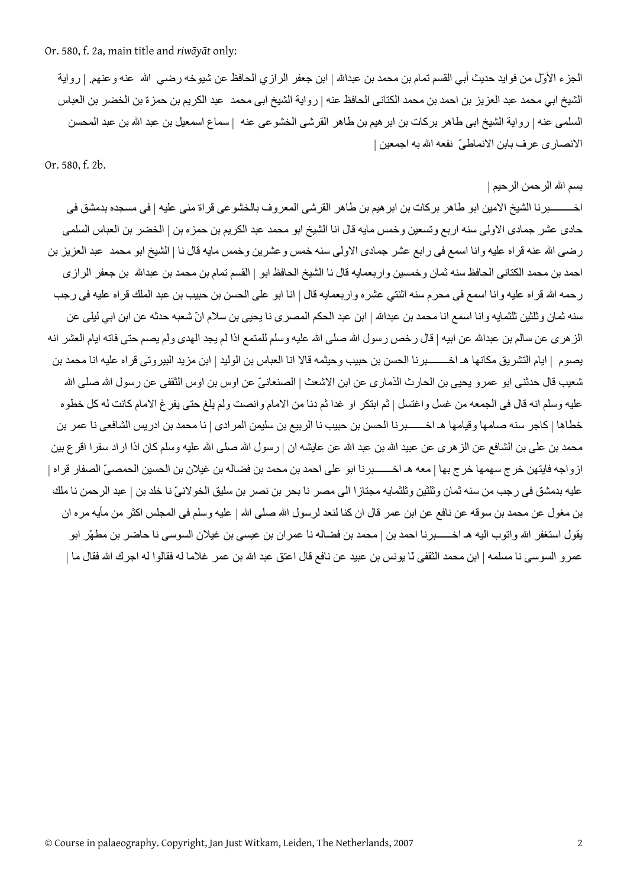Or. 580, f. 2a, main title and *riwāyāt* only:

الجزء الأوّل من فوايد حديث أبي القسم تمام بن محمد بن عبدالله | ابن جعفر الرازي الحافظ عن شيوخه رضي الله عنه وعنهم. | رواية الشيخ ابي محمد عبد العزيز بن احمد بن محمد الكتانى الحافظ عنه | رواية الشيخ ابى محمد عبد الكريم بن حمزة بن الخضر بن العباس السلمى عنه | رواية الشيخ ابى طاهر بركات بن ابرهيم بن طاهر القرشى الخشوعى عنه | سماع اسمعيل بن عبد الله بن عبد المحسن الانصارى عرف بابن الانماطىّ نفعه الله به اجمعين |

Or. 580, f. 2b.

بسم الله الرحمن الرحيم |

اخـــــــبرنا الشيخ الامين ابو طاهر بركات بن ابرهيم بن طاهر القرشى المعروف بالخشوعى قراة منى عليه | فى مسجده بدمشق فى حادى عشر جمادى الاولى سنه اربع وتسعين وخمس مايه قال انا الشيخ ابو محمد عبد الكريم بن حمزه بن | الخضر بن العباس السلمى رضى الله عنه قراه عليه وانا اسمع فى رابع عشر جمادى الاولى سنه خمس وعشرين وخمس مايه قال نا | الشيخ ابو محمد عبد العزيز بن احمد بن محمد الكتانى الحافظ سنه ثمان وخمسين واربعمايه قال نا الشيخ الحافظ ابو | القسم تمام بن محمد بن عبدالله بن جعفر الرازى رحمه الله قراه عليه وانا اسمع فى محرم سنه اثنتي عشره واربعمايه قال | انا ابو على الحسن بن حبيب بن عبد الملك قراه عليه فى رجب سنه ثمان وثلثين ثلثمايه وانا اسمع انا محمد بن عبدالله | ابن عبد الحكم المصرى نا يحيى بن سلام انّ شعبه حدثه عن ابن ابي ليلى عن الزهرى عن سالم بن عبدالله عن ابيه | قال رخص رسول الله صلى الله عليه وسلم للمتمع اذا لم يجد الهدى ولم يصم حتى فاته ايام العشر انه يصوم | ايام التشريق مكانها هـ اخــــــبرنا الحسن بن حبيب وحيثمه قالا انا العباس بن الوليد | ابن مزيد البيروتى قراه عليه انا محمد بن شعيب قال حدثنى ابو عمرو يحيى بن الحارث الذمارى عن ابن الاشعث | الصنعانىّ عن اوس بن اوس الثقفى عن رسول الله صلى الله عليه وسلم انه قال فى الجمعه من غسل واغتسل | ثم ابتكر او غدا ثم دنا من الامام وانصت ولم يلغ حتى يفرغ الامام كانت له كل خطوه خطاها | كاجر سنه صامها وقيامها هـ اخــــــبرنا الحسن بن حبيب نا الربيع بن سليمن المرادى | نا محمد بن ادريس الشافعى نا عمر بن محمد بن على بن الشافع عن الزهرى عن عبيد الله بن عبد الله عن عايشه ان | رسول الله صلى الله عليه وسلم كان اذا اراد سفرا اقرع بين ازواجه فايتهن خرج سهمها خرج بها | معه هـ اخــــــبرنا ابو على احمد بن محمد بن فضاله بن غيلان بن الحسين الحمصىّ الصفار قراه | عليه بدمشق فى رجب من سنه ثمان وثلثين وثلثمايه مجتازا الى مصر نا بحر بن نصر بن سليق الخولانىّ نا خلد بن | عبد الرحمن نا ملك بن مغول عن محمد بن سوقه عن نافع عن ابن عمر قال ان كنا لنعد لرسول الله صلى الله | عليه وسلم فى المجلس اكثر من مأيه مره ان يقول استغفر الله واتوب اليه هـ اخــــــبرنا احمد بن | محمد بن فضاله نا عمران بن عيسى بن غيلان السوسى نا حاضر بن مطهّر ابو عمرو السوسى نا مسلمه | ابن محمد الثقفى نا يونس بن عبيد عن نافع قال اعتق عبد الله بن عمر غلاما له فقالوا له اجرك الله فقال ما |

© Course in palaeography. Copyright, Jan Just Witkam, Leiden, The Netherlands, 2007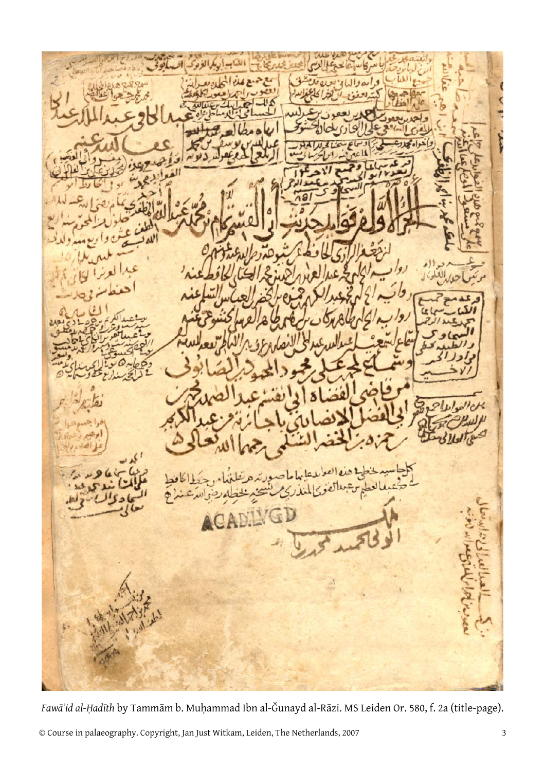*Fawāʾid al-Ḥadīth* by Tammām b. Muḥammad Ibn al-Ǧunayd al-Rāzi. MS Leiden Or. 580, f. 2a (title-page).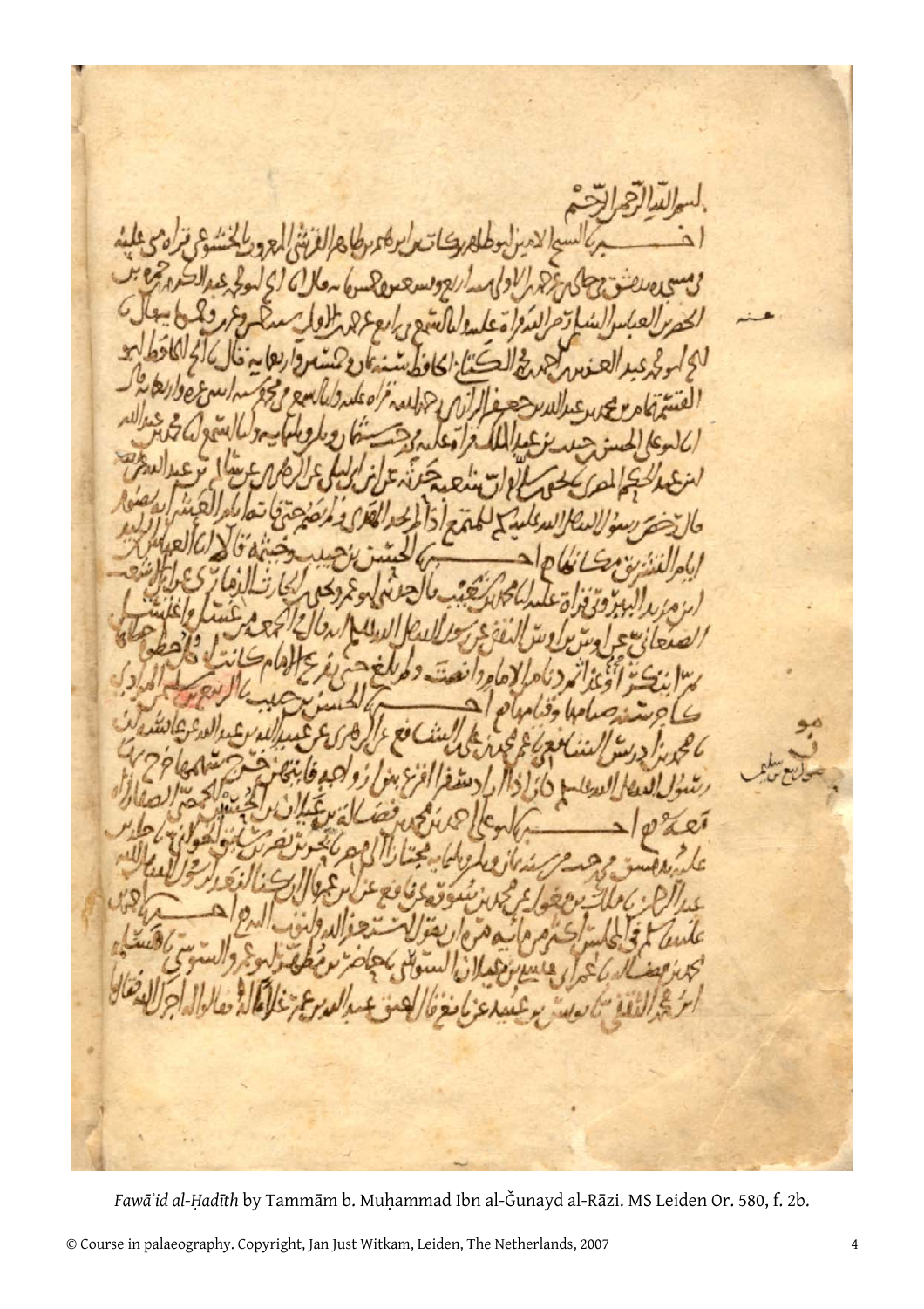*Fawā'id al-Ḥadīth* by Tammām b. Muḥammad Ibn al-Ǧunayd al-Rāzī. MS Leiden Or. 580, f. 2b.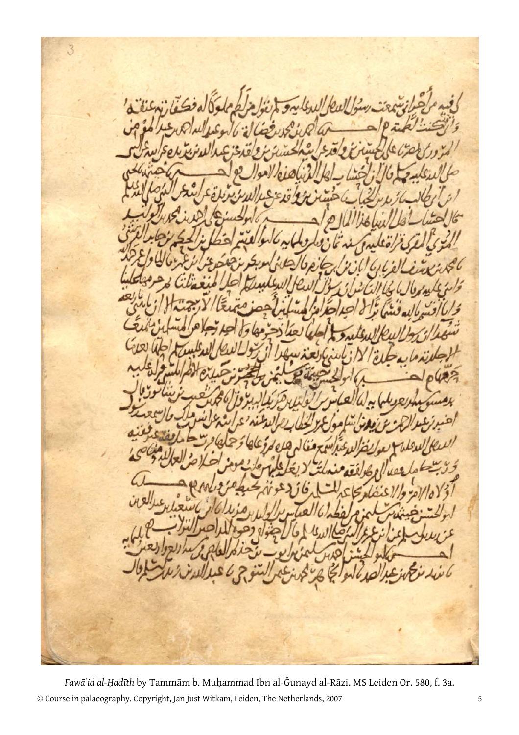كفيه من أحد اني سمعت رسول الله صلى الله عليه وسلم يقول من لطم مملوكا له فكفارته عتقه

حدثنا أحمد بن محمد بن فضالة نا أبو عبد الله أحمد بن عبد المؤمن

المروزي بمصر نا علي بن الحسين بن واقد عن أبيه الحسين بن واقد عن عبد الله بن بريدة عن أبيه عن النبي

صلى الله عليه وسلم قال إن أحساب أهل الدنيا هذه الأموال

ابن أبي طالب نا زيد بن الحباب نا حسين بن واقد عن عبد الله بن بريدة عن أبيه عن النبي صلى الله عليه وسلم

قال أحساب أهل الدنيا هذا المال حدثنا أبو الحسن علي بن أحمد بن محمد بن أبي الوليد

المري المقرئ قراءة عليه في سنة ثمان وعشرين وثلاثمائة

نا محمد بن يوسف الفريابي نا أبان بن أبي حازم قال حدثني أبو بكر بن حفص عن ابن عمر قال

وأثنى عليه ثم قال يا أيها الناس إن رسول الله صلى الله عليه وسلم أحل لنا المتعة ثلاثا ثم حرمها علينا

وإني أقسم بالله فلا أجد أحدا من المسلمين أحصن متمتعا إلا رجمته إلا أن يأتيني بأربعة

يشهدون أن رسول الله صلى الله عليه وسلم أحلها بعد إذ حرمها ولا أجد رجلا من المسلمين متمتعا

إلا جلدته مائة جلدة إلا أن يأتيني بأربعة يشهدون أن رسول الله صلى الله عليه وسلم أحلها بعد إذ

حرمها حدثنا أبو الحسن خيثمة بن سليمان بن حيدرة الأطرابلسي قراءة عليه

بدمشق وبطرابلس نا العباس بن الوليد بن مزيد البيروتي نا محمد بن شعيب بن شابور قال

أخبرني عبد الرحمن بن يزيد بن أسلم مولى عمر بن الخطاب رضي الله عنه عن أبيه عن أنس بن مالك قال سمعت رسول

الله صلى الله عليه وسلم يقول نضر الله عبدا سمع مقالتي هذه فلم يزد عليها فرب حامل فقه غير فقيه

ورب حامل فقه إلى من هو أفقه منه ثلاث لا يغل عليهن قلب مؤمن إخلاص العمل لله ومناصحة

أولي الأمر والاعتصام بجماعة المسلمين فإن دعوتهم تحيط من ورائهم حدثنا

أبو الحسن خيثمة بن سليمان من لفظه نا العباس بن الوليد بن مزيد نا أبي نا سعيد بن عبد العزيز

عن ... عن النبي صلى الله عليه وسلم قال ...

حدثنا أبو الحسن خيثمة بن سليمان ...

نا يزيد بن محمد بن عبد الصمد نا أبو الجماهر محمد بن عثمان التنوخي نا عبد الله بن زيد بن أسلم قال

*Fawāʾid al-Ḥadīth* by Tammām b. Muḥammad Ibn al-Ǧunayd al-Rāzi. MS Leiden Or. 580, f. 3a.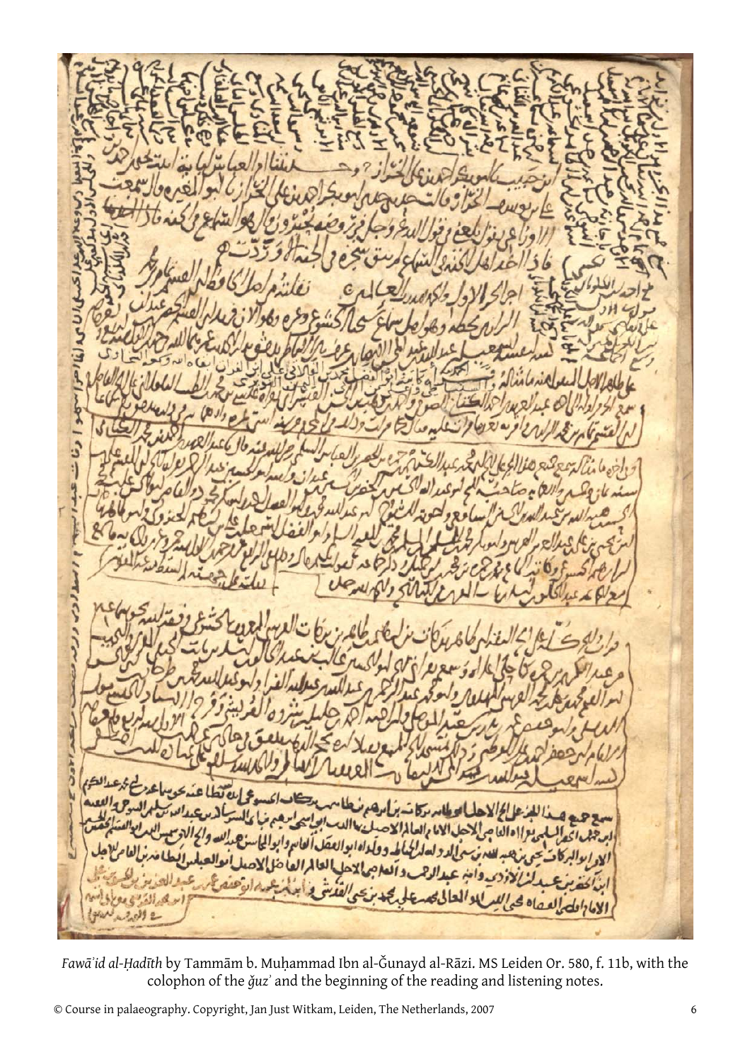*Fawāʾid al-Ḥadīth* by Tammām b. Muḥammad Ibn al-Ǧunayd al-Rāzi. MS Leiden Or. 580, f. 11b, with the colophon of the *ǧuzʾ* and the beginning of the reading and listening notes.